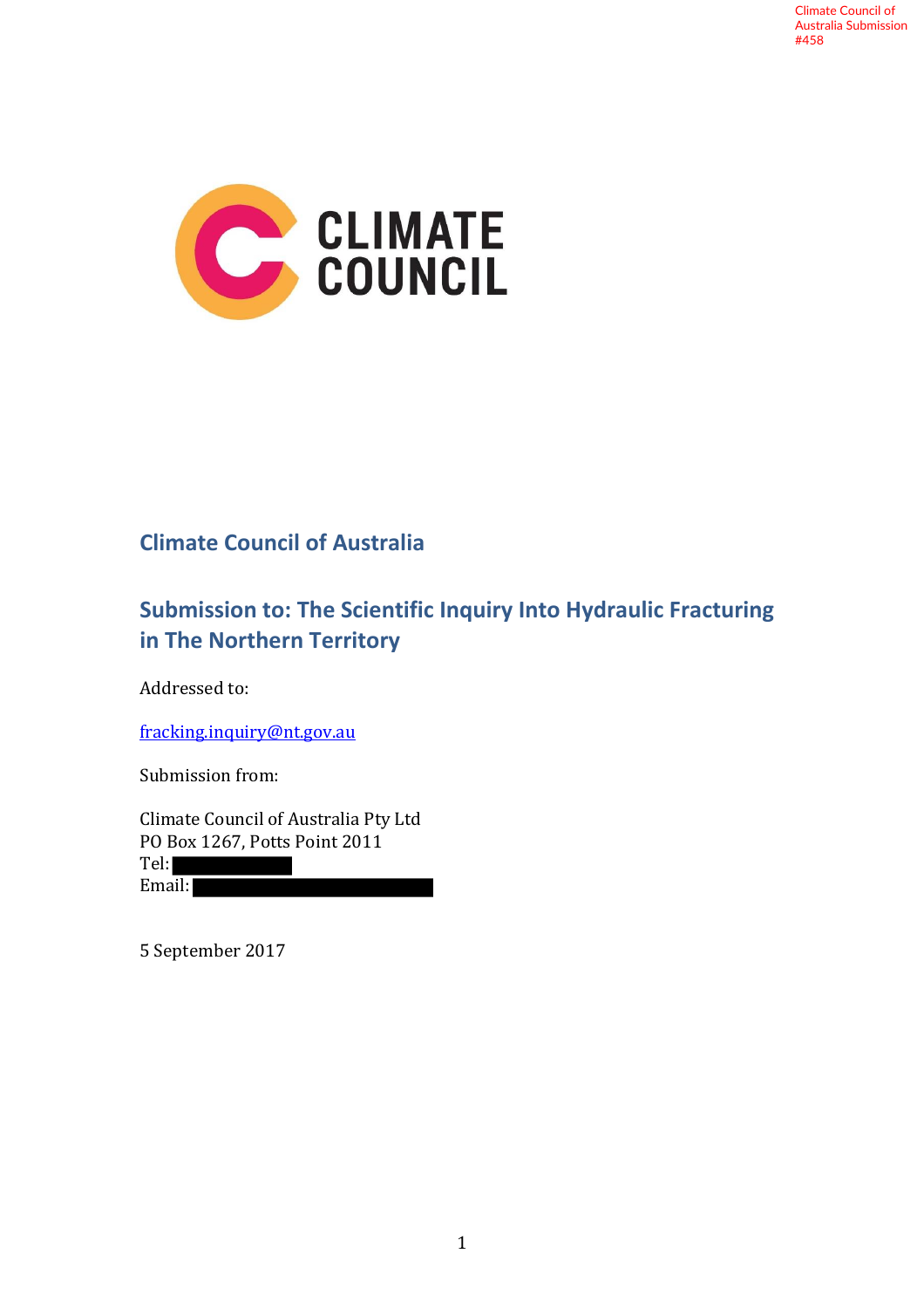Climate Council of Australia Submission #458

CLIMATE COUNCIL

# Climate Council of Australia

## Submission to: The Scientific Inquiry Into Hydraulic Fracturing in The Northern Territory

Addressed to:

fracking.inquiry@nt.gov.au

Submission from:

Climate Council of Australia Pty Ltd
PO Box 1267, Potts Point 2011
Tel:
Email:

5 September 2017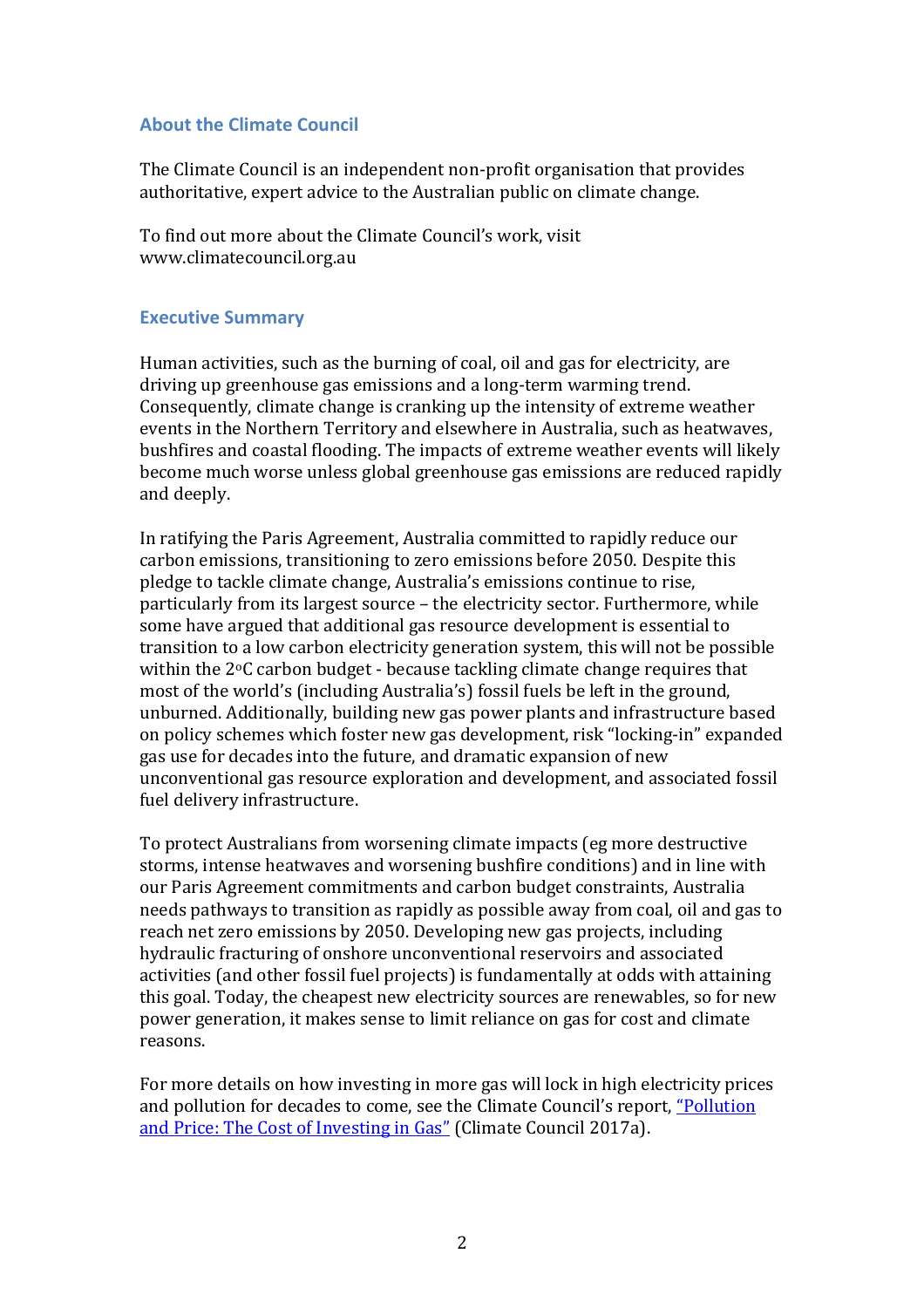## About the Climate Council

The Climate Council is an independent non-profit organisation that provides authoritative, expert advice to the Australian public on climate change.

To find out more about the Climate Council's work, visit www.climatecouncil.org.au

## Executive Summary

Human activities, such as the burning of coal, oil and gas for electricity, are driving up greenhouse gas emissions and a long-term warming trend. Consequently, climate change is cranking up the intensity of extreme weather events in the Northern Territory and elsewhere in Australia, such as heatwaves, bushfires and coastal flooding. The impacts of extreme weather events will likely become much worse unless global greenhouse gas emissions are reduced rapidly and deeply.

In ratifying the Paris Agreement, Australia committed to rapidly reduce our carbon emissions, transitioning to zero emissions before 2050. Despite this pledge to tackle climate change, Australia's emissions continue to rise, particularly from its largest source – the electricity sector. Furthermore, while some have argued that additional gas resource development is essential to transition to a low carbon electricity generation system, this will not be possible within the 2°C carbon budget - because tackling climate change requires that most of the world's (including Australia's) fossil fuels be left in the ground, unburned. Additionally, building new gas power plants and infrastructure based on policy schemes which foster new gas development, risk "locking-in" expanded gas use for decades into the future, and dramatic expansion of new unconventional gas resource exploration and development, and associated fossil fuel delivery infrastructure.

To protect Australians from worsening climate impacts (eg more destructive storms, intense heatwaves and worsening bushfire conditions) and in line with our Paris Agreement commitments and carbon budget constraints, Australia needs pathways to transition as rapidly as possible away from coal, oil and gas to reach net zero emissions by 2050. Developing new gas projects, including hydraulic fracturing of onshore unconventional reservoirs and associated activities (and other fossil fuel projects) is fundamentally at odds with attaining this goal. Today, the cheapest new electricity sources are renewables, so for new power generation, it makes sense to limit reliance on gas for cost and climate reasons.

For more details on how investing in more gas will lock in high electricity prices and pollution for decades to come, see the Climate Council's report, "Pollution and Price: The Cost of Investing in Gas" (Climate Council 2017a).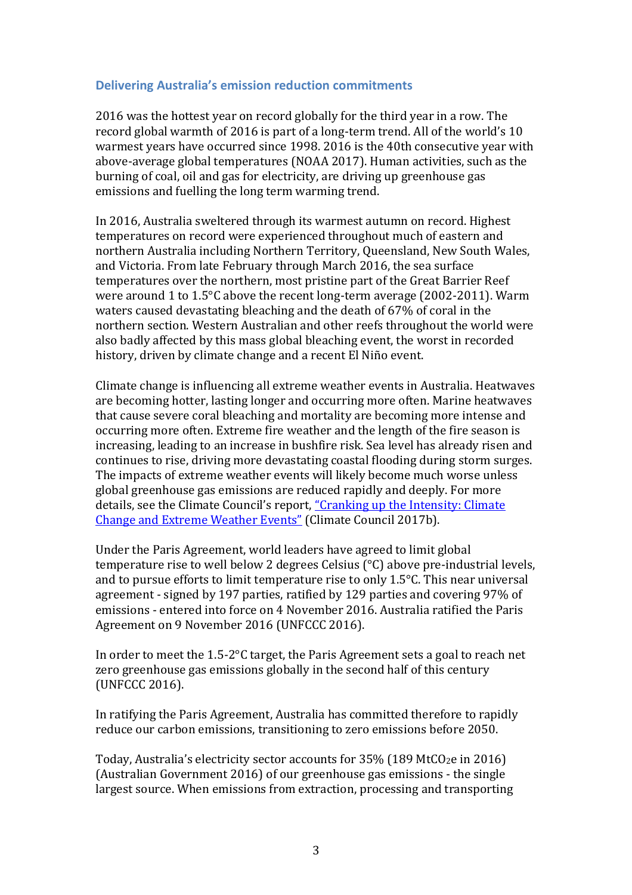## Delivering Australia's emission reduction commitments

2016 was the hottest year on record globally for the third year in a row. The record global warmth of 2016 is part of a long-term trend. All of the world's 10 warmest years have occurred since 1998. 2016 is the 40th consecutive year with above-average global temperatures (NOAA 2017). Human activities, such as the burning of coal, oil and gas for electricity, are driving up greenhouse gas emissions and fuelling the long term warming trend.

In 2016, Australia sweltered through its warmest autumn on record. Highest temperatures on record were experienced throughout much of eastern and northern Australia including Northern Territory, Queensland, New South Wales, and Victoria. From late February through March 2016, the sea surface temperatures over the northern, most pristine part of the Great Barrier Reef were around 1 to 1.5°C above the recent long-term average (2002-2011). Warm waters caused devastating bleaching and the death of 67% of coral in the northern section. Western Australian and other reefs throughout the world were also badly affected by this mass global bleaching event, the worst in recorded history, driven by climate change and a recent El Niño event.

Climate change is influencing all extreme weather events in Australia. Heatwaves are becoming hotter, lasting longer and occurring more often. Marine heatwaves that cause severe coral bleaching and mortality are becoming more intense and occurring more often. Extreme fire weather and the length of the fire season is increasing, leading to an increase in bushfire risk. Sea level has already risen and continues to rise, driving more devastating coastal flooding during storm surges. The impacts of extreme weather events will likely become much worse unless global greenhouse gas emissions are reduced rapidly and deeply. For more details, see the Climate Council's report, "Cranking up the Intensity: Climate Change and Extreme Weather Events" (Climate Council 2017b).

Under the Paris Agreement, world leaders have agreed to limit global temperature rise to well below 2 degrees Celsius (°C) above pre-industrial levels, and to pursue efforts to limit temperature rise to only 1.5°C. This near universal agreement - signed by 197 parties, ratified by 129 parties and covering 97% of emissions - entered into force on 4 November 2016. Australia ratified the Paris Agreement on 9 November 2016 (UNFCCC 2016).

In order to meet the 1.5-2°C target, the Paris Agreement sets a goal to reach net zero greenhouse gas emissions globally in the second half of this century (UNFCCC 2016).

In ratifying the Paris Agreement, Australia has committed therefore to rapidly reduce our carbon emissions, transitioning to zero emissions before 2050.

Today, Australia's electricity sector accounts for 35% (189 Mt$CO_2$e in 2016) (Australian Government 2016) of our greenhouse gas emissions - the single largest source. When emissions from extraction, processing and transporting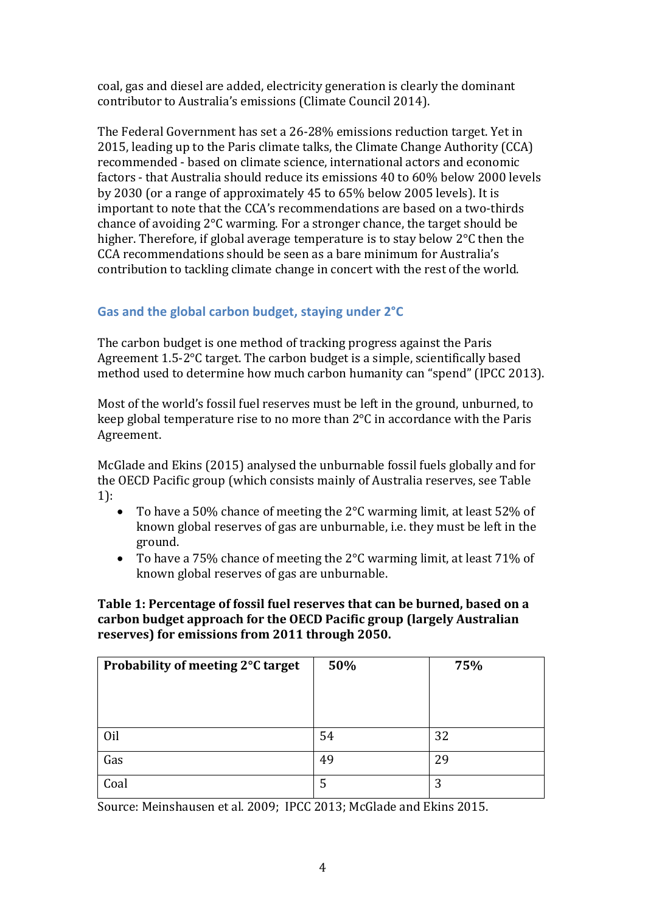coal, gas and diesel are added, electricity generation is clearly the dominant contributor to Australia's emissions (Climate Council 2014).

The Federal Government has set a 26-28% emissions reduction target. Yet in 2015, leading up to the Paris climate talks, the Climate Change Authority (CCA) recommended - based on climate science, international actors and economic factors - that Australia should reduce its emissions 40 to 60% below 2000 levels by 2030 (or a range of approximately 45 to 65% below 2005 levels). It is important to note that the CCA's recommendations are based on a two-thirds chance of avoiding 2°C warming. For a stronger chance, the target should be higher. Therefore, if global average temperature is to stay below 2°C then the CCA recommendations should be seen as a bare minimum for Australia's contribution to tackling climate change in concert with the rest of the world.

## Gas and the global carbon budget, staying under 2°C

The carbon budget is one method of tracking progress against the Paris Agreement 1.5-2°C target. The carbon budget is a simple, scientifically based method used to determine how much carbon humanity can "spend" (IPCC 2013).

Most of the world's fossil fuel reserves must be left in the ground, unburned, to keep global temperature rise to no more than 2°C in accordance with the Paris Agreement.

McGlade and Ekins (2015) analysed the unburnable fossil fuels globally and for the OECD Pacific group (which consists mainly of Australia reserves, see Table 1):

- To have a 50% chance of meeting the 2°C warming limit, at least 52% of known global reserves of gas are unburnable, i.e. they must be left in the ground.
- To have a 75% chance of meeting the 2°C warming limit, at least 71% of known global reserves of gas are unburnable.

**Table 1: Percentage of fossil fuel reserves that can be burned, based on a carbon budget approach for the OECD Pacific group (largely Australian reserves) for emissions from 2011 through 2050.**

| Probability of meeting 2°C target | 50% | 75% |
|---|---|---|
| Oil | 54 | 32 |
| Gas | 49 | 29 |
| Coal | 5 | 3 |

Source: Meinshausen et al. 2009; IPCC 2013; McGlade and Ekins 2015.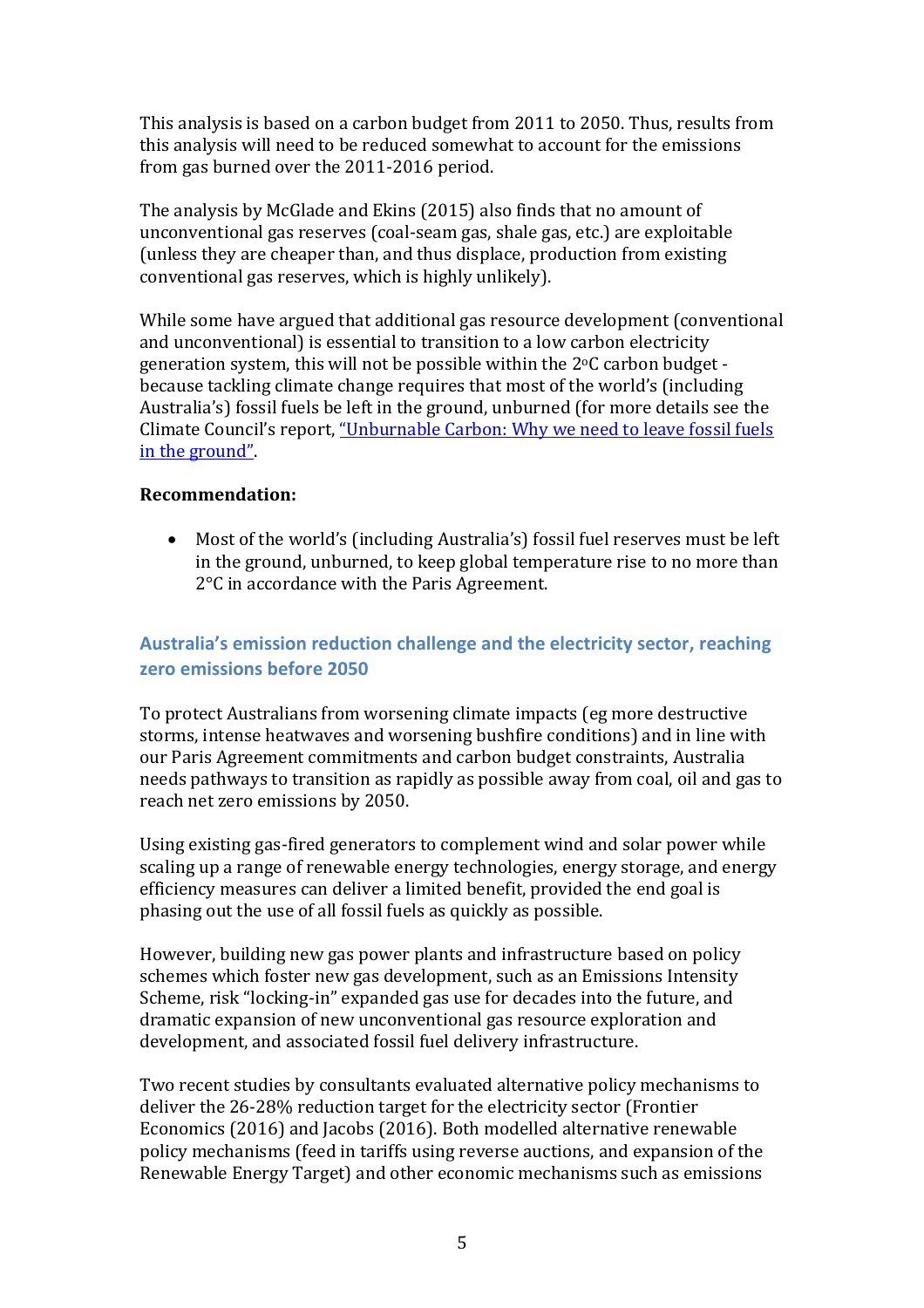This analysis is based on a carbon budget from 2011 to 2050. Thus, results from this analysis will need to be reduced somewhat to account for the emissions from gas burned over the 2011-2016 period.

The analysis by McGlade and Ekins (2015) also finds that no amount of unconventional gas reserves (coal-seam gas, shale gas, etc.) are exploitable (unless they are cheaper than, and thus displace, production from existing conventional gas reserves, which is highly unlikely).

While some have argued that additional gas resource development (conventional and unconventional) is essential to transition to a low carbon electricity generation system, this will not be possible within the 2°C carbon budget - because tackling climate change requires that most of the world's (including Australia's) fossil fuels be left in the ground, unburned (for more details see the Climate Council's report, [“Unburnable Carbon: Why we need to leave fossil fuels in the ground”](#).

**Recommendation:**

- Most of the world's (including Australia's) fossil fuel reserves must be left in the ground, unburned, to keep global temperature rise to no more than 2°C in accordance with the Paris Agreement.

### Australia's emission reduction challenge and the electricity sector, reaching zero emissions before 2050

To protect Australians from worsening climate impacts (eg more destructive storms, intense heatwaves and worsening bushfire conditions) and in line with our Paris Agreement commitments and carbon budget constraints, Australia needs pathways to transition as rapidly as possible away from coal, oil and gas to reach net zero emissions by 2050.

Using existing gas-fired generators to complement wind and solar power while scaling up a range of renewable energy technologies, energy storage, and energy efficiency measures can deliver a limited benefit, provided the end goal is phasing out the use of all fossil fuels as quickly as possible.

However, building new gas power plants and infrastructure based on policy schemes which foster new gas development, such as an Emissions Intensity Scheme, risk “locking-in” expanded gas use for decades into the future, and dramatic expansion of new unconventional gas resource exploration and development, and associated fossil fuel delivery infrastructure.

Two recent studies by consultants evaluated alternative policy mechanisms to deliver the 26-28% reduction target for the electricity sector (Frontier Economics (2016) and Jacobs (2016). Both modelled alternative renewable policy mechanisms (feed in tariffs using reverse auctions, and expansion of the Renewable Energy Target) and other economic mechanisms such as emissions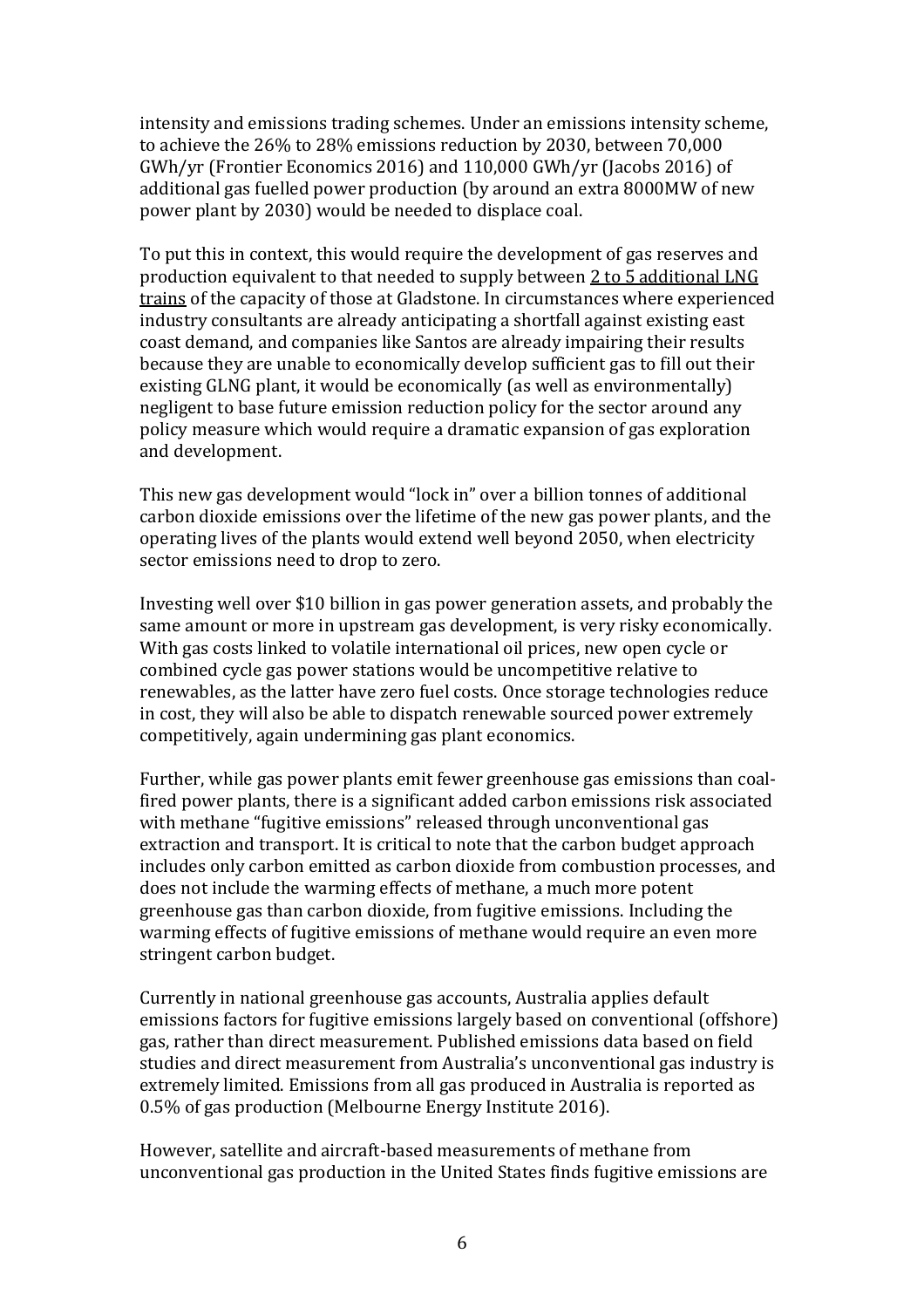intensity and emissions trading schemes. Under an emissions intensity scheme, to achieve the 26% to 28% emissions reduction by 2030, between 70,000 GWh/yr (Frontier Economics 2016) and 110,000 GWh/yr (Jacobs 2016) of additional gas fuelled power production (by around an extra 8000MW of new power plant by 2030) would be needed to displace coal.

To put this in context, this would require the development of gas reserves and production equivalent to that needed to supply between 2 to 5 additional LNG trains of the capacity of those at Gladstone. In circumstances where experienced industry consultants are already anticipating a shortfall against existing east coast demand, and companies like Santos are already impairing their results because they are unable to economically develop sufficient gas to fill out their existing GLNG plant, it would be economically (as well as environmentally) negligent to base future emission reduction policy for the sector around any policy measure which would require a dramatic expansion of gas exploration and development.

This new gas development would "lock in" over a billion tonnes of additional carbon dioxide emissions over the lifetime of the new gas power plants, and the operating lives of the plants would extend well beyond 2050, when electricity sector emissions need to drop to zero.

Investing well over $10 billion in gas power generation assets, and probably the same amount or more in upstream gas development, is very risky economically. With gas costs linked to volatile international oil prices, new open cycle or combined cycle gas power stations would be uncompetitive relative to renewables, as the latter have zero fuel costs. Once storage technologies reduce in cost, they will also be able to dispatch renewable sourced power extremely competitively, again undermining gas plant economics.

Further, while gas power plants emit fewer greenhouse gas emissions than coal-fired power plants, there is a significant added carbon emissions risk associated with methane "fugitive emissions" released through unconventional gas extraction and transport. It is critical to note that the carbon budget approach includes only carbon emitted as carbon dioxide from combustion processes, and does not include the warming effects of methane, a much more potent greenhouse gas than carbon dioxide, from fugitive emissions. Including the warming effects of fugitive emissions of methane would require an even more stringent carbon budget.

Currently in national greenhouse gas accounts, Australia applies default emissions factors for fugitive emissions largely based on conventional (offshore) gas, rather than direct measurement. Published emissions data based on field studies and direct measurement from Australia's unconventional gas industry is extremely limited. Emissions from all gas produced in Australia is reported as 0.5% of gas production (Melbourne Energy Institute 2016).

However, satellite and aircraft-based measurements of methane from unconventional gas production in the United States finds fugitive emissions are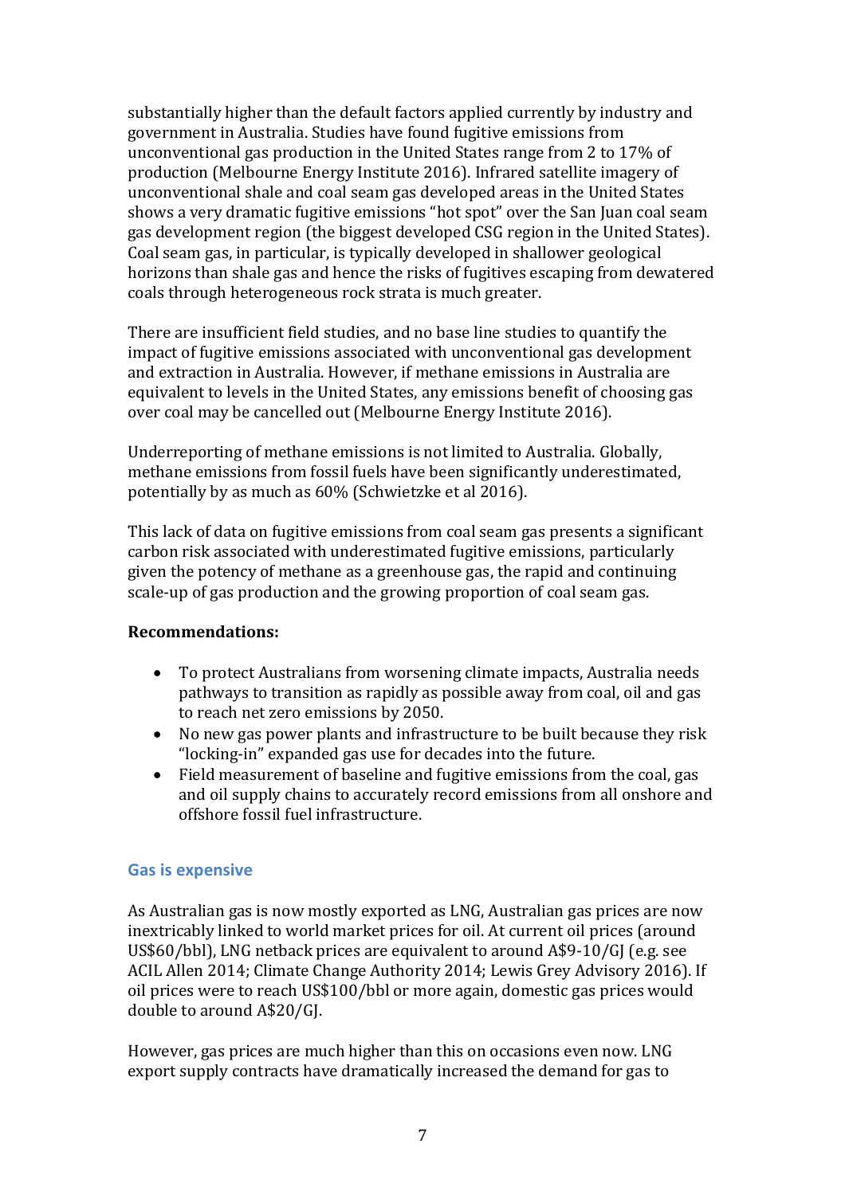substantially higher than the default factors applied currently by industry and government in Australia. Studies have found fugitive emissions from unconventional gas production in the United States range from 2 to 17% of production (Melbourne Energy Institute 2016). Infrared satellite imagery of unconventional shale and coal seam gas developed areas in the United States shows a very dramatic fugitive emissions "hot spot" over the San Juan coal seam gas development region (the biggest developed CSG region in the United States). Coal seam gas, in particular, is typically developed in shallower geological horizons than shale gas and hence the risks of fugitives escaping from dewatered coals through heterogeneous rock strata is much greater.

There are insufficient field studies, and no base line studies to quantify the impact of fugitive emissions associated with unconventional gas development and extraction in Australia. However, if methane emissions in Australia are equivalent to levels in the United States, any emissions benefit of choosing gas over coal may be cancelled out (Melbourne Energy Institute 2016).

Underreporting of methane emissions is not limited to Australia. Globally, methane emissions from fossil fuels have been significantly underestimated, potentially by as much as 60% (Schwietzke et al 2016).

This lack of data on fugitive emissions from coal seam gas presents a significant carbon risk associated with underestimated fugitive emissions, particularly given the potency of methane as a greenhouse gas, the rapid and continuing scale-up of gas production and the growing proportion of coal seam gas.

**Recommendations:**

- To protect Australians from worsening climate impacts, Australia needs pathways to transition as rapidly as possible away from coal, oil and gas to reach net zero emissions by 2050.
- No new gas power plants and infrastructure to be built because they risk "locking-in" expanded gas use for decades into the future.
- Field measurement of baseline and fugitive emissions from the coal, gas and oil supply chains to accurately record emissions from all onshore and offshore fossil fuel infrastructure.

## Gas is expensive

As Australian gas is now mostly exported as LNG, Australian gas prices are now inextricably linked to world market prices for oil. At current oil prices (around US$60/bbl), LNG netback prices are equivalent to around A$9-10/GJ (e.g. see ACIL Allen 2014; Climate Change Authority 2014; Lewis Grey Advisory 2016). If oil prices were to reach US$100/bbl or more again, domestic gas prices would double to around A$20/GJ.

However, gas prices are much higher than this on occasions even now. LNG export supply contracts have dramatically increased the demand for gas to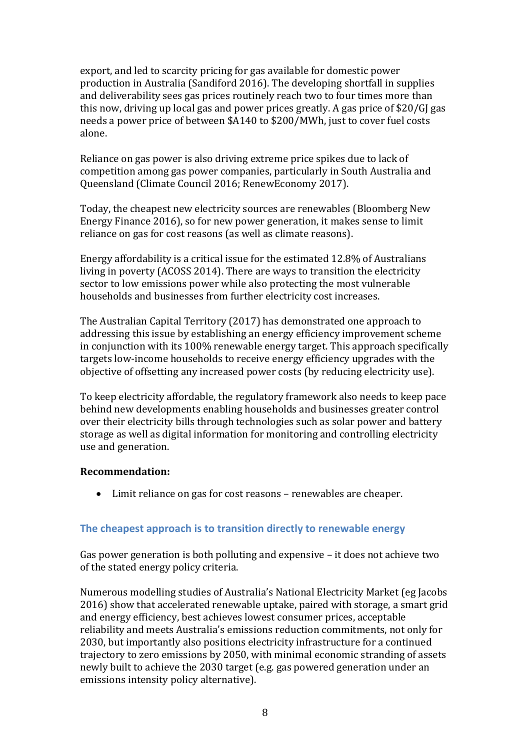export, and led to scarcity pricing for gas available for domestic power production in Australia (Sandiford 2016). The developing shortfall in supplies and deliverability sees gas prices routinely reach two to four times more than this now, driving up local gas and power prices greatly. A gas price of $20/GJ gas needs a power price of between $A140 to $200/MWh, just to cover fuel costs alone.

Reliance on gas power is also driving extreme price spikes due to lack of competition among gas power companies, particularly in South Australia and Queensland (Climate Council 2016; RenewEconomy 2017).

Today, the cheapest new electricity sources are renewables (Bloomberg New Energy Finance 2016), so for new power generation, it makes sense to limit reliance on gas for cost reasons (as well as climate reasons).

Energy affordability is a critical issue for the estimated 12.8% of Australians living in poverty (ACOSS 2014). There are ways to transition the electricity sector to low emissions power while also protecting the most vulnerable households and businesses from further electricity cost increases.

The Australian Capital Territory (2017) has demonstrated one approach to addressing this issue by establishing an energy efficiency improvement scheme in conjunction with its 100% renewable energy target. This approach specifically targets low-income households to receive energy efficiency upgrades with the objective of offsetting any increased power costs (by reducing electricity use).

To keep electricity affordable, the regulatory framework also needs to keep pace behind new developments enabling households and businesses greater control over their electricity bills through technologies such as solar power and battery storage as well as digital information for monitoring and controlling electricity use and generation.

**Recommendation:**

- Limit reliance on gas for cost reasons – renewables are cheaper.

### The cheapest approach is to transition directly to renewable energy

Gas power generation is both polluting and expensive – it does not achieve two of the stated energy policy criteria.

Numerous modelling studies of Australia's National Electricity Market (eg Jacobs 2016) show that accelerated renewable uptake, paired with storage, a smart grid and energy efficiency, best achieves lowest consumer prices, acceptable reliability and meets Australia's emissions reduction commitments, not only for 2030, but importantly also positions electricity infrastructure for a continued trajectory to zero emissions by 2050, with minimal economic stranding of assets newly built to achieve the 2030 target (e.g. gas powered generation under an emissions intensity policy alternative).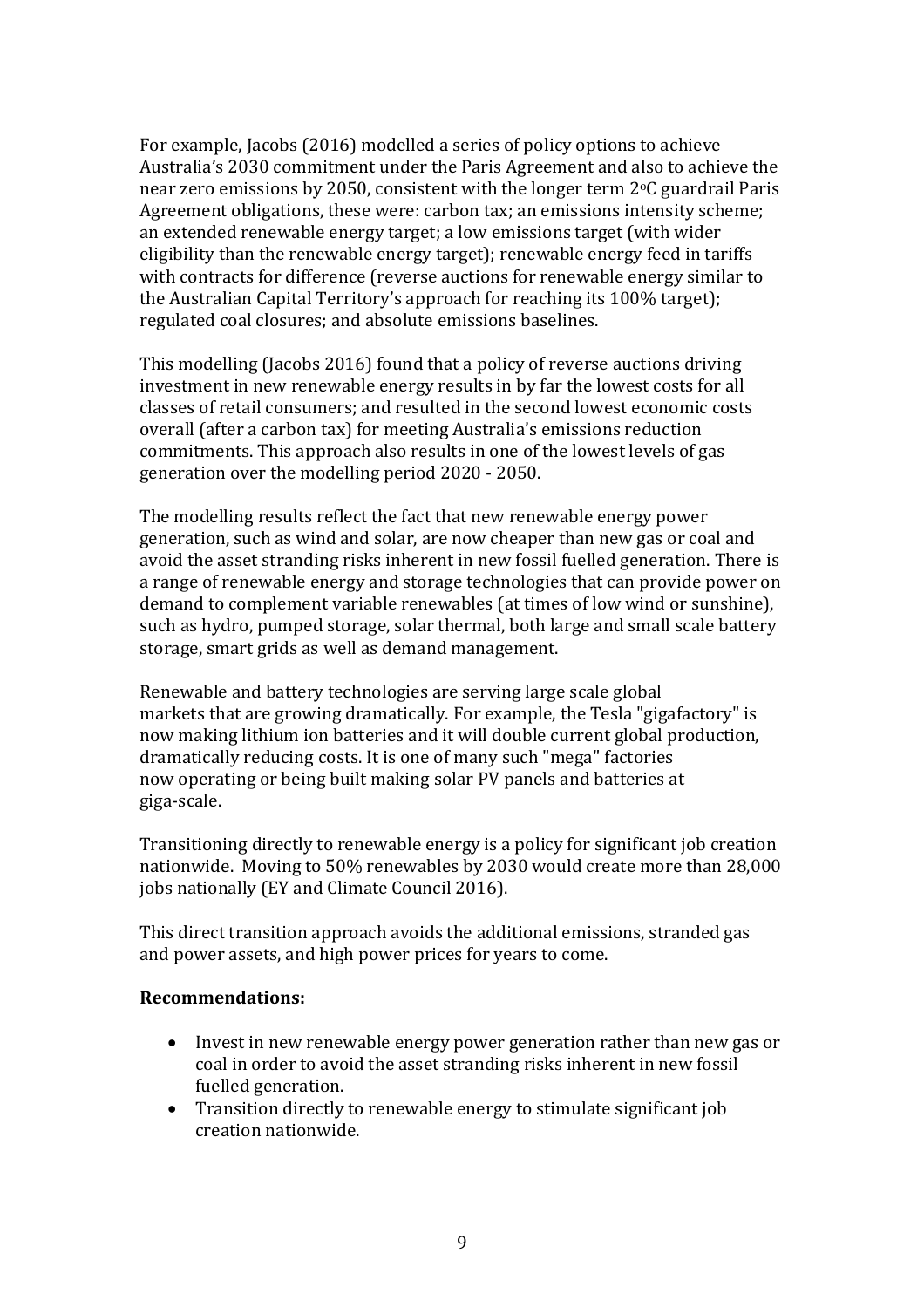For example, Jacobs (2016) modelled a series of policy options to achieve Australia's 2030 commitment under the Paris Agreement and also to achieve the near zero emissions by 2050, consistent with the longer term 2$^{o}$C guardrail Paris Agreement obligations, these were: carbon tax; an emissions intensity scheme; an extended renewable energy target; a low emissions target (with wider eligibility than the renewable energy target); renewable energy feed in tariffs with contracts for difference (reverse auctions for renewable energy similar to the Australian Capital Territory's approach for reaching its 100% target); regulated coal closures; and absolute emissions baselines.

This modelling (Jacobs 2016) found that a policy of reverse auctions driving investment in new renewable energy results in by far the lowest costs for all classes of retail consumers; and resulted in the second lowest economic costs overall (after a carbon tax) for meeting Australia's emissions reduction commitments. This approach also results in one of the lowest levels of gas generation over the modelling period 2020 - 2050.

The modelling results reflect the fact that new renewable energy power generation, such as wind and solar, are now cheaper than new gas or coal and avoid the asset stranding risks inherent in new fossil fuelled generation. There is a range of renewable energy and storage technologies that can provide power on demand to complement variable renewables (at times of low wind or sunshine), such as hydro, pumped storage, solar thermal, both large and small scale battery storage, smart grids as well as demand management.

Renewable and battery technologies are serving large scale global markets that are growing dramatically. For example, the Tesla "gigafactory" is now making lithium ion batteries and it will double current global production, dramatically reducing costs. It is one of many such "mega" factories now operating or being built making solar PV panels and batteries at giga-scale.

Transitioning directly to renewable energy is a policy for significant job creation nationwide. Moving to 50% renewables by 2030 would create more than 28,000 jobs nationally (EY and Climate Council 2016).

This direct transition approach avoids the additional emissions, stranded gas and power assets, and high power prices for years to come.

**Recommendations:**

- Invest in new renewable energy power generation rather than new gas or coal in order to avoid the asset stranding risks inherent in new fossil fuelled generation.
- Transition directly to renewable energy to stimulate significant job creation nationwide.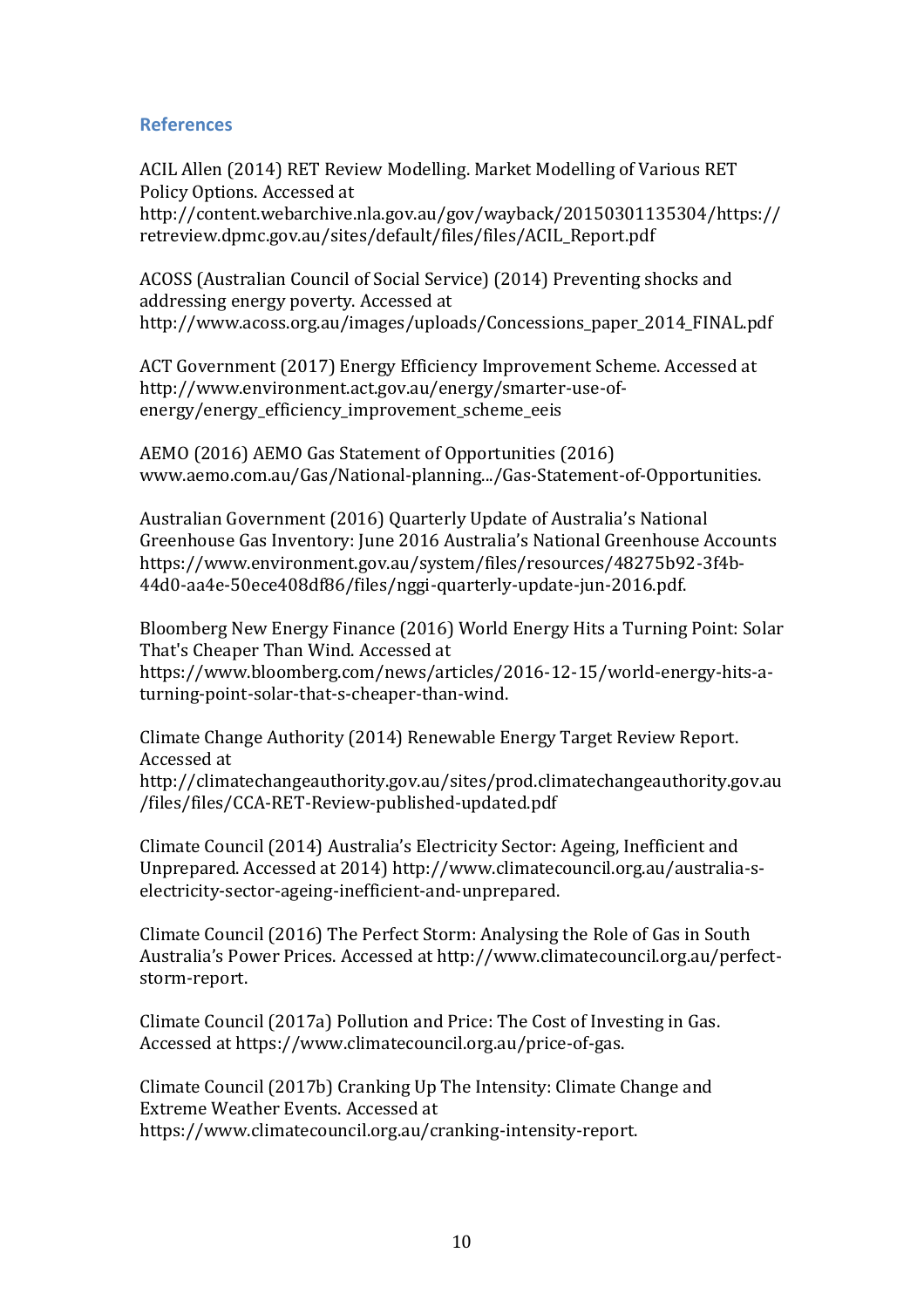## References

ACIL Allen (2014) RET Review Modelling. Market Modelling of Various RET Policy Options. Accessed at http://content.webarchive.nla.gov.au/gov/wayback/20150301135304/https://retreview.dpmc.gov.au/sites/default/files/files/ACIL_Report.pdf

ACOSS (Australian Council of Social Service) (2014) Preventing shocks and addressing energy poverty. Accessed at http://www.acoss.org.au/images/uploads/Concessions_paper_2014_FINAL.pdf

ACT Government (2017) Energy Efficiency Improvement Scheme. Accessed at http://www.environment.act.gov.au/energy/smarter-use-of-energy/energy_efficiency_improvement_scheme_eeis

AEMO (2016) AEMO Gas Statement of Opportunities (2016) www.aemo.com.au/Gas/National-planning.../Gas-Statement-of-Opportunities.

Australian Government (2016) Quarterly Update of Australia's National Greenhouse Gas Inventory: June 2016 Australia's National Greenhouse Accounts https://www.environment.gov.au/system/files/resources/48275b92-3f4b-44d0-aa4e-50ece408df86/files/nggi-quarterly-update-jun-2016.pdf.

Bloomberg New Energy Finance (2016) World Energy Hits a Turning Point: Solar That's Cheaper Than Wind. Accessed at https://www.bloomberg.com/news/articles/2016-12-15/world-energy-hits-a-turning-point-solar-that-s-cheaper-than-wind.

Climate Change Authority (2014) Renewable Energy Target Review Report. Accessed at http://climatechangeauthority.gov.au/sites/prod.climatechangeauthority.gov.au/files/files/CCA-RET-Review-published-updated.pdf

Climate Council (2014) Australia's Electricity Sector: Ageing, Inefficient and Unprepared. Accessed at 2014) http://www.climatecouncil.org.au/australia-s-electricity-sector-ageing-inefficient-and-unprepared.

Climate Council (2016) The Perfect Storm: Analysing the Role of Gas in South Australia's Power Prices. Accessed at http://www.climatecouncil.org.au/perfect-storm-report.

Climate Council (2017a) Pollution and Price: The Cost of Investing in Gas. Accessed at https://www.climatecouncil.org.au/price-of-gas.

Climate Council (2017b) Cranking Up The Intensity: Climate Change and Extreme Weather Events. Accessed at https://www.climatecouncil.org.au/cranking-intensity-report.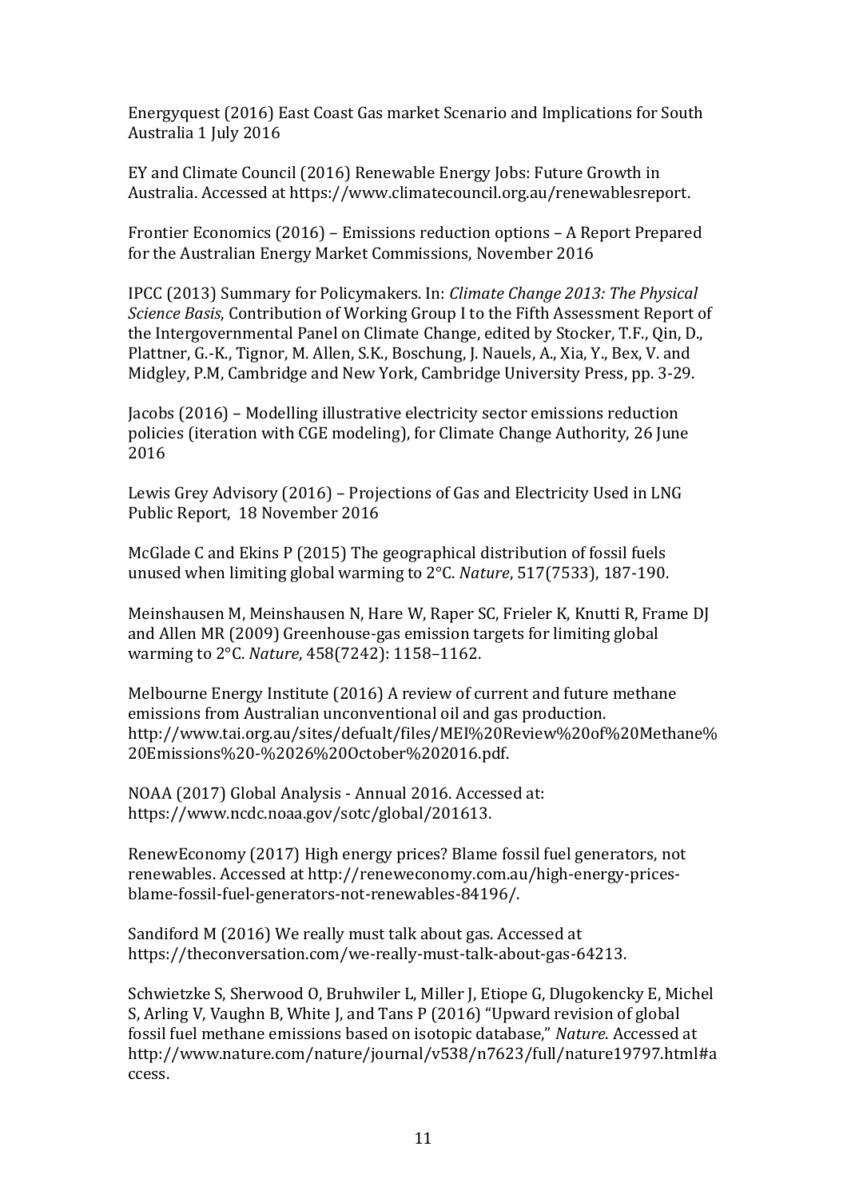Energyquest (2016) East Coast Gas market Scenario and Implications for South Australia 1 July 2016

EY and Climate Council (2016) Renewable Energy Jobs: Future Growth in Australia. Accessed at https://www.climatecouncil.org.au/renewablesreport.

Frontier Economics (2016) – Emissions reduction options – A Report Prepared for the Australian Energy Market Commissions, November 2016

IPCC (2013) Summary for Policymakers. In: *Climate Change 2013: The Physical Science Basis*, Contribution of Working Group I to the Fifth Assessment Report of the Intergovernmental Panel on Climate Change, edited by Stocker, T.F., Qin, D., Plattner, G.-K., Tignor, M. Allen, S.K., Boschung, J. Nauels, A., Xia, Y., Bex, V. and Midgley, P.M, Cambridge and New York, Cambridge University Press, pp. 3-29.

Jacobs (2016) – Modelling illustrative electricity sector emissions reduction policies (iteration with CGE modeling), for Climate Change Authority, 26 June 2016

Lewis Grey Advisory (2016) – Projections of Gas and Electricity Used in LNG Public Report, 18 November 2016

McGlade C and Ekins P (2015) The geographical distribution of fossil fuels unused when limiting global warming to 2°C. *Nature*, 517(7533), 187-190.

Meinshausen M, Meinshausen N, Hare W, Raper SC, Frieler K, Knutti R, Frame DJ and Allen MR (2009) Greenhouse-gas emission targets for limiting global warming to 2°C. *Nature*, 458(7242): 1158–1162.

Melbourne Energy Institute (2016) A review of current and future methane emissions from Australian unconventional oil and gas production. http://www.tai.org.au/sites/defualt/files/MEI%20Review%20of%20Methane%20Emissions%20-%2026%20October%202016.pdf.

NOAA (2017) Global Analysis - Annual 2016. Accessed at: https://www.ncdc.noaa.gov/sotc/global/201613.

RenewEconomy (2017) High energy prices? Blame fossil fuel generators, not renewables. Accessed at http://reneweconomy.com.au/high-energy-prices-blame-fossil-fuel-generators-not-renewables-84196/.

Sandiford M (2016) We really must talk about gas. Accessed at https://theconversation.com/we-really-must-talk-about-gas-64213.

Schwietzke S, Sherwood O, Bruhwiler L, Miller J, Etiope G, Dlugokencky E, Michel S, Arling V, Vaughn B, White J, and Tans P (2016) "Upward revision of global fossil fuel methane emissions based on isotopic database," *Nature*. Accessed at http://www.nature.com/nature/journal/v538/n7623/full/nature19797.html#access.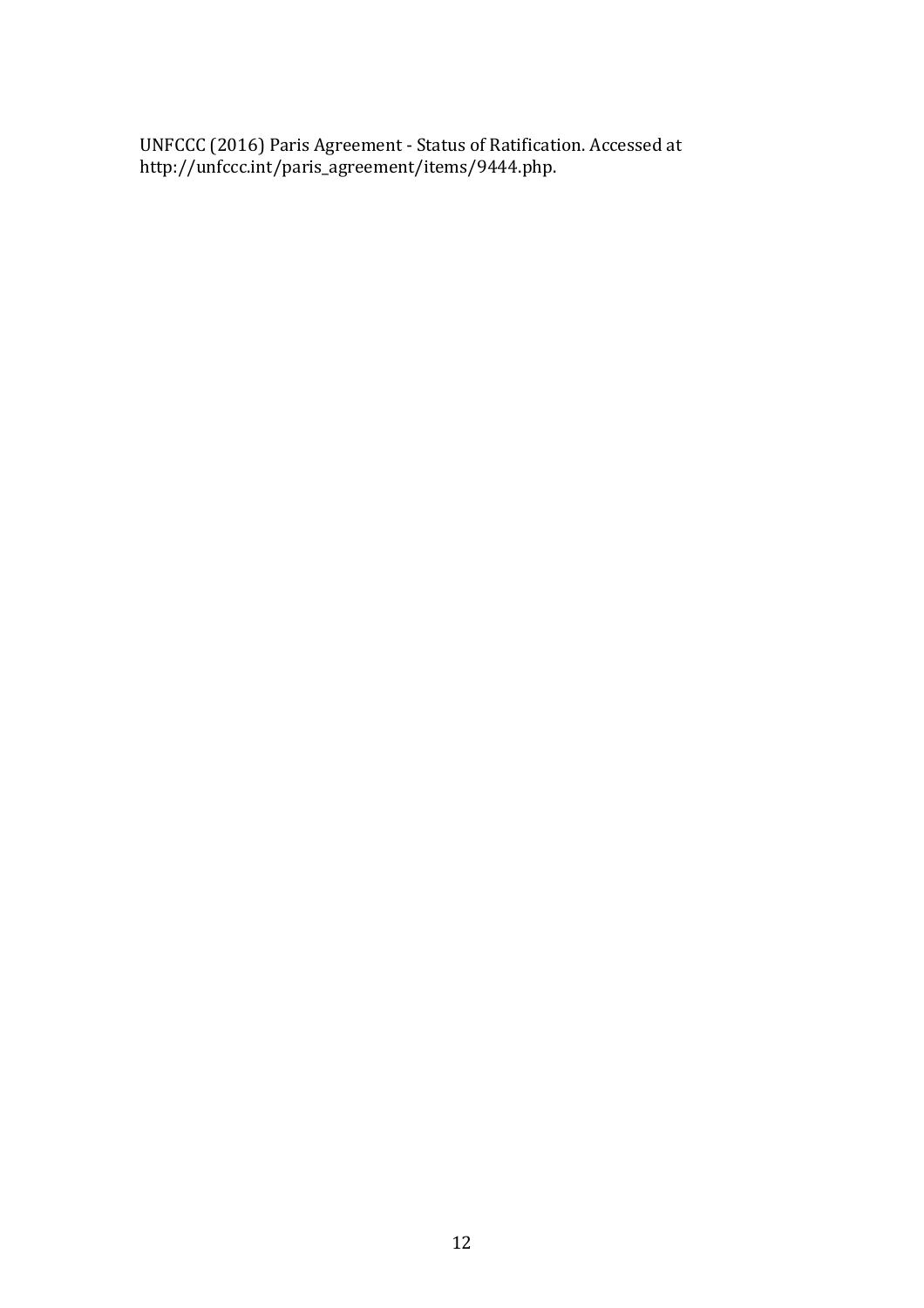UNFCCC (2016) Paris Agreement - Status of Ratification. Accessed at http://unfccc.int/paris_agreement/items/9444.php.